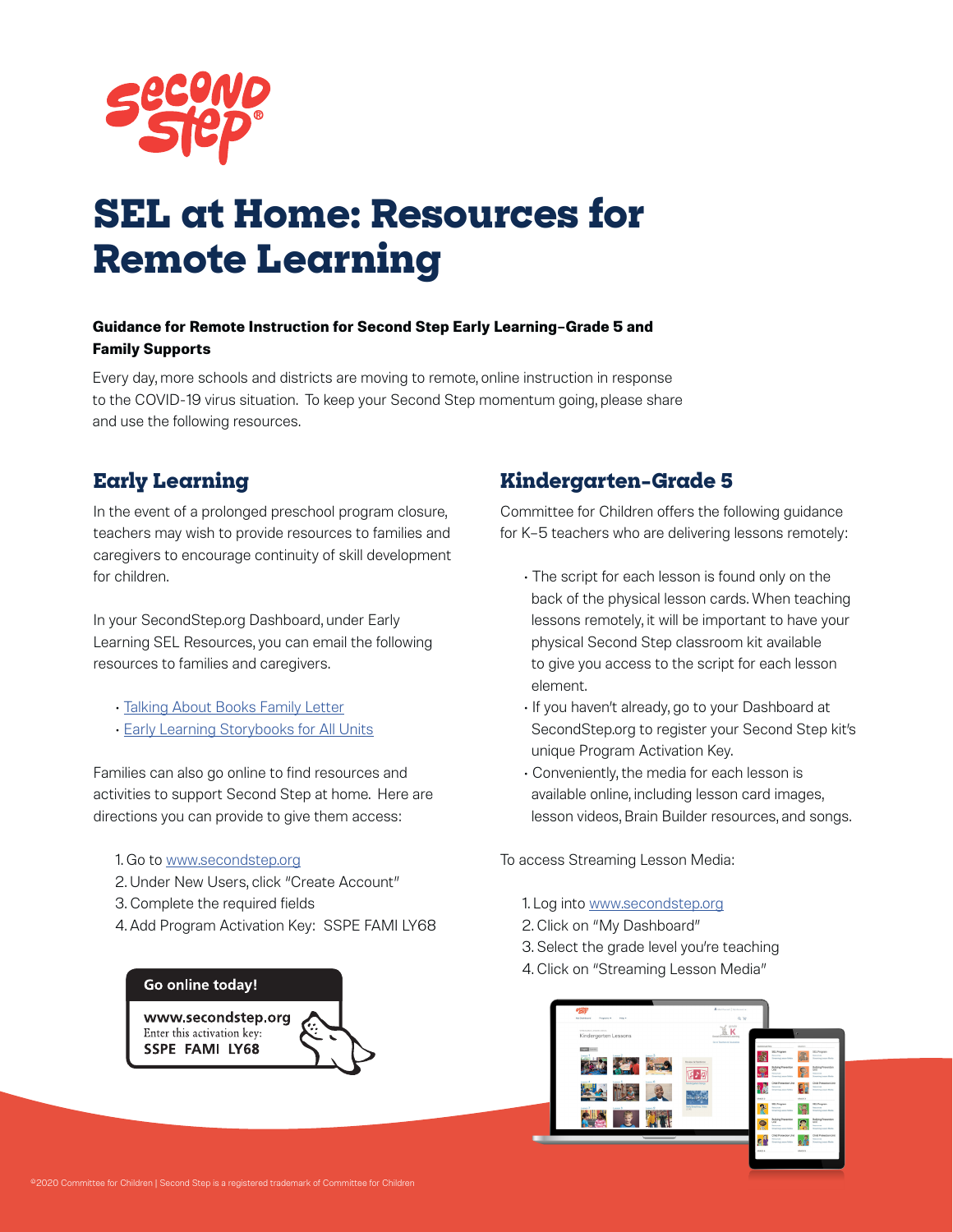# SEL at Home: Resources for Remote Learning

**Guidance for Remote Instruction for Second Step Early Learning–Grade 5 and Family Supports**

Every day, more schools and districts are moving to remote, online instruction in response to the COVID-19 virus situation. To keep your Second Step momentum going, please share and use the following resources.

## Early Learning

In the event of a prolonged preschool program closure, teachers may wish to provide resources to families and caregivers to encourage continuity of skill development for children.

In your SecondStep.org Dashboard, under Early Learning SEL Resources, you can email the following resources to families and caregivers.

- Talking About Books Family Letter
- Early Learning Storybooks for All Units

Families can also go online to find resources and activities to support Second Step at home. Here are directions you can provide to give them access:

1. Go to www.secondstep.org
2. Under New Users, click "Create Account"
3. Complete the required fields
4. Add Program Activation Key: SSPE FAMI LY68

**Go online today!**

**www.secondstep.org**
Enter this activation key:
**SSPE FAMI LY68**

## Kindergarten–Grade 5

Committee for Children offers the following guidance for K–5 teachers who are delivering lessons remotely:

- The script for each lesson is found only on the back of the physical lesson cards. When teaching lessons remotely, it will be important to have your physical Second Step classroom kit available to give you access to the script for each lesson element.
- If you haven't already, go to your Dashboard at SecondStep.org to register your Second Step kit's unique Program Activation Key.
- Conveniently, the media for each lesson is available online, including lesson card images, lesson videos, Brain Builder resources, and songs.

To access Streaming Lesson Media:

1. Log into www.secondstep.org
2. Click on "My Dashboard"
3. Select the grade level you're teaching
4. Click on "Streaming Lesson Media"

©2020 Committee for Children | Second Step is a registered trademark of Committee for Children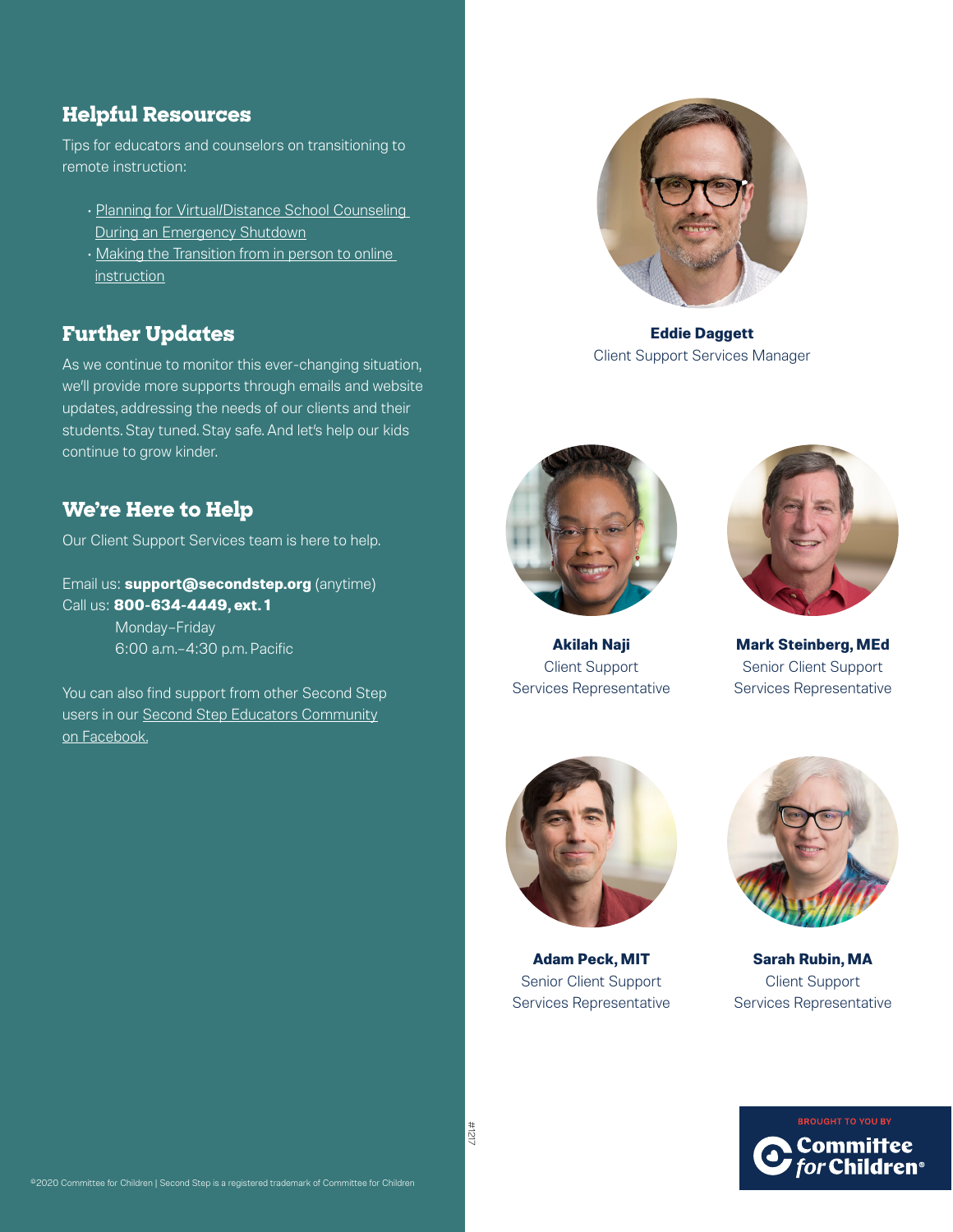## Helpful Resources

Tips for educators and counselors on transitioning to remote instruction:

- Planning for Virtual/Distance School Counseling During an Emergency Shutdown
- Making the Transition from in person to online instruction

## Further Updates

As we continue to monitor this ever-changing situation, we'll provide more supports through emails and website updates, addressing the needs of our clients and their students. Stay tuned. Stay safe. And let's help our kids continue to grow kinder.

## We're Here to Help

Our Client Support Services team is here to help.

Email us: **support@secondstep.org** (anytime)
Call us: **800-634-4449, ext. 1**
Monday–Friday
6:00 a.m.–4:30 p.m. Pacific

You can also find support from other Second Step users in our Second Step Educators Community on Facebook.

**Eddie Daggett**
Client Support Services Manager

**Akilah Naji**
Client Support Services Representative

**Mark Steinberg, MEd**
Senior Client Support Services Representative

**Adam Peck, MIT**
Senior Client Support Services Representative

**Sarah Rubin, MA**
Client Support Services Representative

#1217

BROUGHT TO YOU BY
Committee for Children®

©2020 Committee for Children | Second Step is a registered trademark of Committee for Children